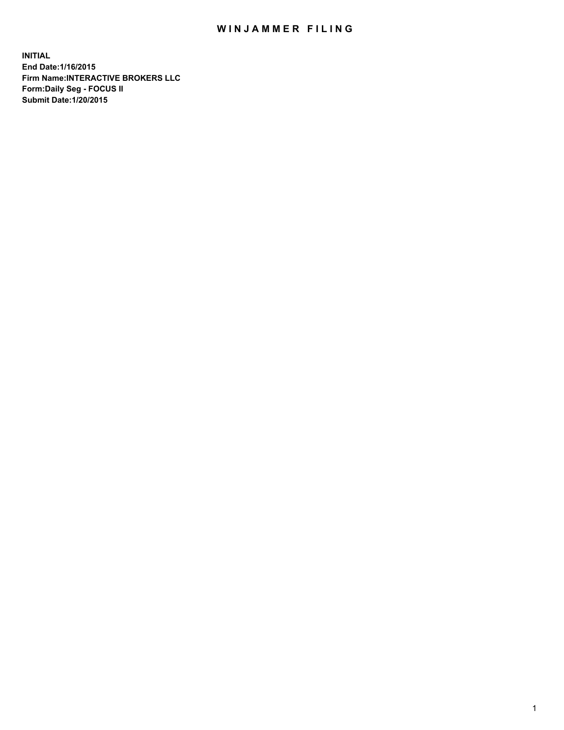# WINJAMMER FILING

**INITIAL**
**End Date:1/16/2015**
**Firm Name:INTERACTIVE BROKERS LLC**
**Form:Daily Seg - FOCUS II**
**Submit Date:1/20/2015**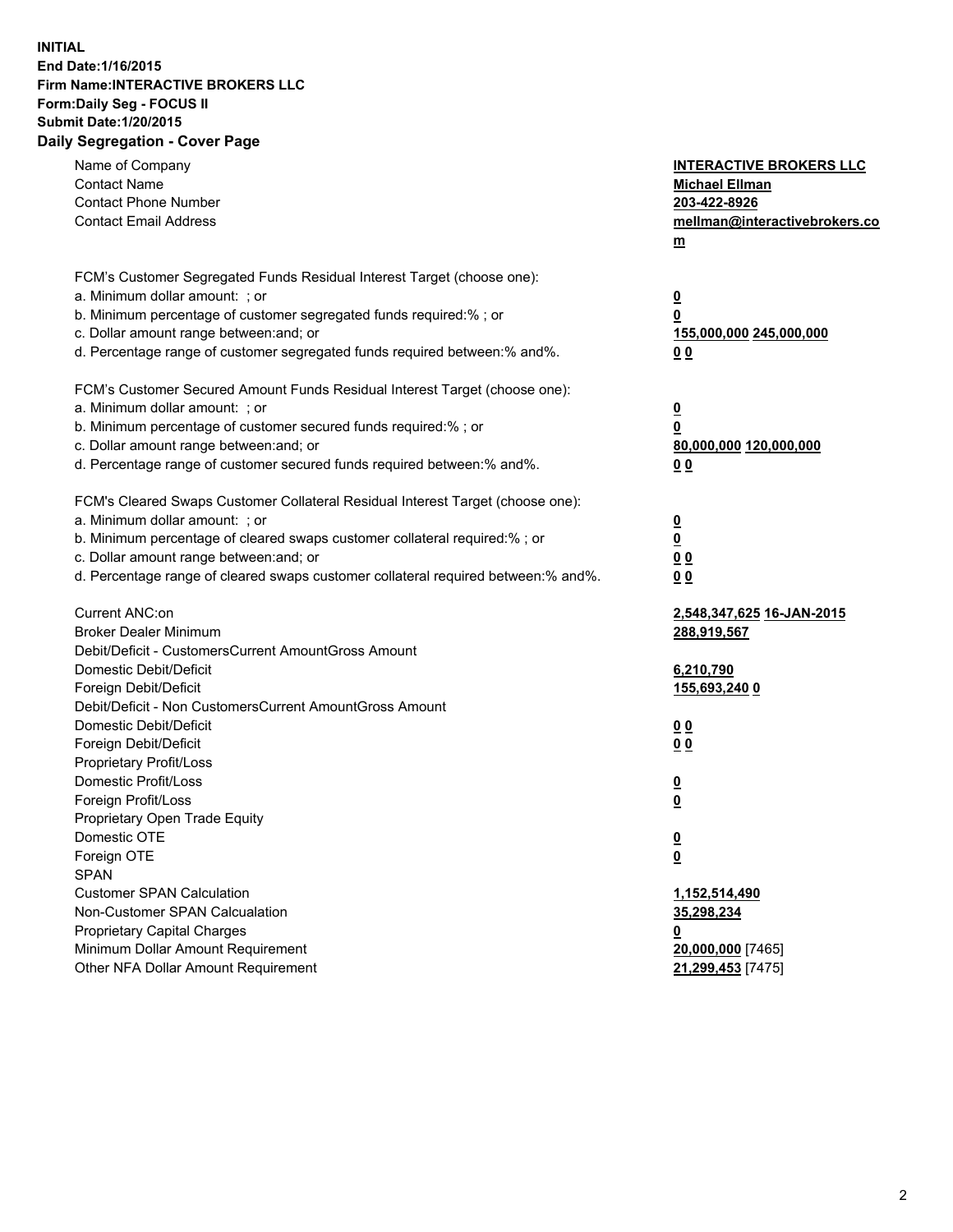**INITIAL**
**End Date:1/16/2015**
**Firm Name:INTERACTIVE BROKERS LLC**
**Form:Daily Seg - FOCUS II**
**Submit Date:1/20/2015**

## Daily Segregation - Cover Page

| | |
|---|---|
| Name of Company | **INTERACTIVE BROKERS LLC** |
| Contact Name | **Michael Ellman** |
| Contact Phone Number | **203-422-8926** |
| Contact Email Address | **mellman@interactivebrokers.com** |
| FCM's Customer Segregated Funds Residual Interest Target (choose one): | |
| a. Minimum dollar amount: ; or | **0** |
| b. Minimum percentage of customer segregated funds required:% ; or | **0** |
| c. Dollar amount range between:and; or | **155,000,000 245,000,000** |
| d. Percentage range of customer segregated funds required between:% and%. | **0 0** |
| FCM's Customer Secured Amount Funds Residual Interest Target (choose one): | |
| a. Minimum dollar amount: ; or | **0** |
| b. Minimum percentage of customer secured funds required:% ; or | **0** |
| c. Dollar amount range between:and; or | **80,000,000 120,000,000** |
| d. Percentage range of customer secured funds required between:% and%. | **0 0** |
| FCM's Cleared Swaps Customer Collateral Residual Interest Target (choose one): | |
| a. Minimum dollar amount: ; or | **0** |
| b. Minimum percentage of cleared swaps customer collateral required:% ; or | **0** |
| c. Dollar amount range between:and; or | **0 0** |
| d. Percentage range of cleared swaps customer collateral required between:% and%. | **0 0** |
| Current ANC:on | **2,548,347,625 16-JAN-2015** |
| Broker Dealer Minimum | **288,919,567** |
| Debit/Deficit - CustomersCurrent AmountGross Amount | |
| Domestic Debit/Deficit | **6,210,790** |
| Foreign Debit/Deficit | **155,693,240 0** |
| Debit/Deficit - Non CustomersCurrent AmountGross Amount | |
| Domestic Debit/Deficit | **0 0** |
| Foreign Debit/Deficit | **0 0** |
| Proprietary Profit/Loss | |
| Domestic Profit/Loss | **0** |
| Foreign Profit/Loss | **0** |
| Proprietary Open Trade Equity | |
| Domestic OTE | **0** |
| Foreign OTE | **0** |
| SPAN | |
| Customer SPAN Calculation | **1,152,514,490** |
| Non-Customer SPAN Calcualation | **35,298,234** |
| Proprietary Capital Charges | **0** |
| Minimum Dollar Amount Requirement | **20,000,000** [7465] |
| Other NFA Dollar Amount Requirement | **21,299,453** [7475] |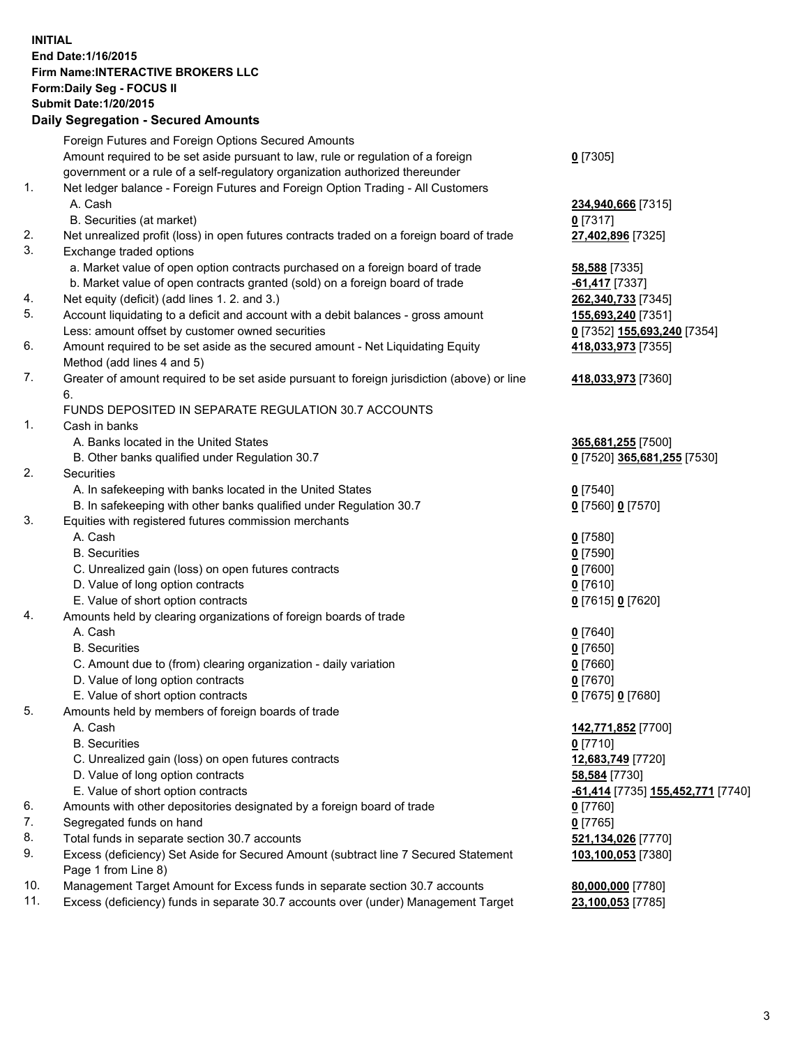**INITIAL**
**End Date:1/16/2015**
**Firm Name:INTERACTIVE BROKERS LLC**
**Form:Daily Seg - FOCUS II**
**Submit Date:1/20/2015**

## Daily Segregation - Secured Amounts

| | | |
|---|---|---|
| | Foreign Futures and Foreign Options Secured Amounts | |
| | Amount required to be set aside pursuant to law, rule or regulation of a foreign government or a rule of a self-regulatory organization authorized thereunder | **0** [7305] |
| 1. | Net ledger balance - Foreign Futures and Foreign Option Trading - All Customers | |
| | A. Cash | **234,940,666** [7315] |
| | B. Securities (at market) | **0** [7317] |
| 2. | Net unrealized profit (loss) in open futures contracts traded on a foreign board of trade | **27,402,896** [7325] |
| 3. | Exchange traded options | |
| | a. Market value of open option contracts purchased on a foreign board of trade | **58,588** [7335] |
| | b. Market value of open contracts granted (sold) on a foreign board of trade | **-61,417** [7337] |
| 4. | Net equity (deficit) (add lines 1. 2. and 3.) | **262,340,733** [7345] |
| 5. | Account liquidating to a deficit and account with a debit balances - gross amount | **155,693,240** [7351] |
| | Less: amount offset by customer owned securities | **0** [7352] **155,693,240** [7354] |
| 6. | Amount required to be set aside as the secured amount - Net Liquidating Equity Method (add lines 4 and 5) | **418,033,973** [7355] |
| 7. | Greater of amount required to be set aside pursuant to foreign jurisdiction (above) or line 6. | **418,033,973** [7360] |
| | FUNDS DEPOSITED IN SEPARATE REGULATION 30.7 ACCOUNTS | |
| 1. | Cash in banks | |
| | A. Banks located in the United States | **365,681,255** [7500] |
| | B. Other banks qualified under Regulation 30.7 | **0** [7520] **365,681,255** [7530] |
| 2. | Securities | |
| | A. In safekeeping with banks located in the United States | **0** [7540] |
| | B. In safekeeping with other banks qualified under Regulation 30.7 | **0** [7560] **0** [7570] |
| 3. | Equities with registered futures commission merchants | |
| | A. Cash | **0** [7580] |
| | B. Securities | **0** [7590] |
| | C. Unrealized gain (loss) on open futures contracts | **0** [7600] |
| | D. Value of long option contracts | **0** [7610] |
| | E. Value of short option contracts | **0** [7615] **0** [7620] |
| 4. | Amounts held by clearing organizations of foreign boards of trade | |
| | A. Cash | **0** [7640] |
| | B. Securities | **0** [7650] |
| | C. Amount due to (from) clearing organization - daily variation | **0** [7660] |
| | D. Value of long option contracts | **0** [7670] |
| | E. Value of short option contracts | **0** [7675] **0** [7680] |
| 5. | Amounts held by members of foreign boards of trade | |
| | A. Cash | **142,771,852** [7700] |
| | B. Securities | **0** [7710] |
| | C. Unrealized gain (loss) on open futures contracts | **12,683,749** [7720] |
| | D. Value of long option contracts | **58,584** [7730] |
| | E. Value of short option contracts | **-61,414** [7735] **155,452,771** [7740] |
| 6. | Amounts with other depositories designated by a foreign board of trade | **0** [7760] |
| 7. | Segregated funds on hand | **0** [7765] |
| 8. | Total funds in separate section 30.7 accounts | **521,134,026** [7770] |
| 9. | Excess (deficiency) Set Aside for Secured Amount (subtract line 7 Secured Statement Page 1 from Line 8) | **103,100,053** [7380] |
| 10. | Management Target Amount for Excess funds in separate section 30.7 accounts | **80,000,000** [7780] |
| 11. | Excess (deficiency) funds in separate 30.7 accounts over (under) Management Target | **23,100,053** [7785] |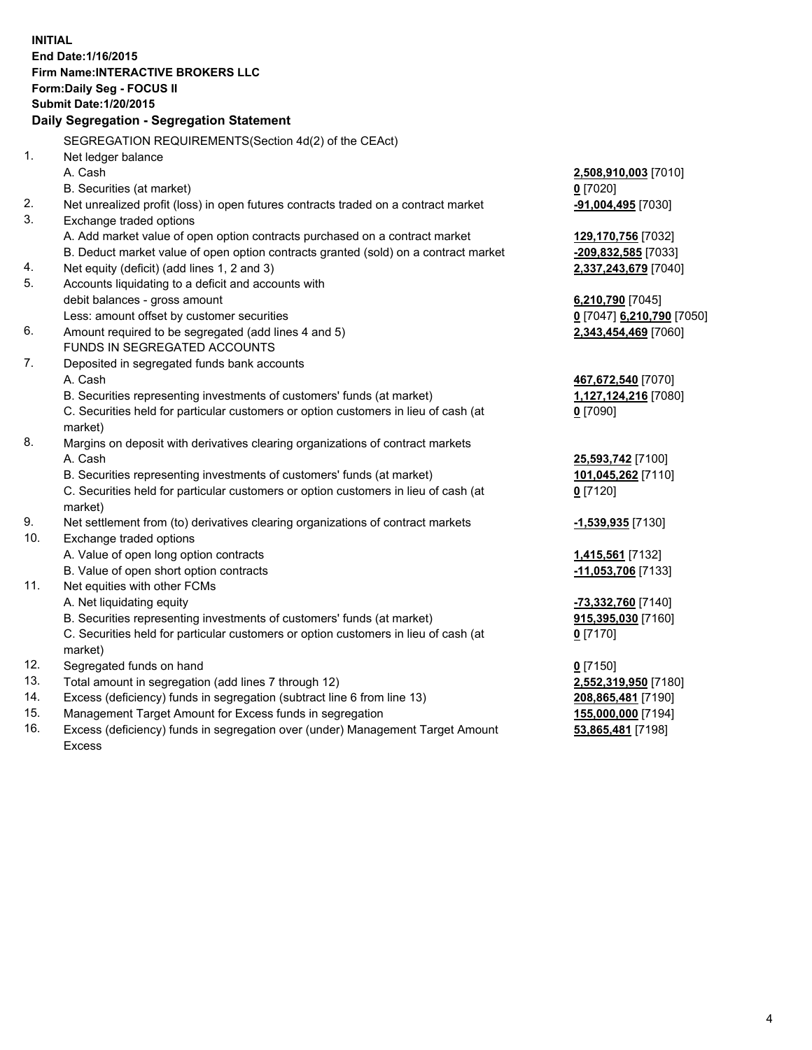**INITIAL**
**End Date:1/16/2015**
**Firm Name:INTERACTIVE BROKERS LLC**
**Form:Daily Seg - FOCUS II**
**Submit Date:1/20/2015**

**Daily Segregation - Segregation Statement**

SEGREGATION REQUIREMENTS(Section 4d(2) of the CEAct)

| | | |
|---|---|---|
| 1. | Net ledger balance | |
| | A. Cash | **2,508,910,003** [7010] |
| | B. Securities (at market) | **0** [7020] |
| 2. | Net unrealized profit (loss) in open futures contracts traded on a contract market | **-91,004,495** [7030] |
| 3. | Exchange traded options | |
| | A. Add market value of open option contracts purchased on a contract market | **129,170,756** [7032] |
| | B. Deduct market value of open option contracts granted (sold) on a contract market | **-209,832,585** [7033] |
| 4. | Net equity (deficit) (add lines 1, 2 and 3) | **2,337,243,679** [7040] |
| 5. | Accounts liquidating to a deficit and accounts with debit balances - gross amount | **6,210,790** [7045] |
| | Less: amount offset by customer securities | **0** [7047] **6,210,790** [7050] |
| 6. | Amount required to be segregated (add lines 4 and 5) | **2,343,454,469** [7060] |
| | FUNDS IN SEGREGATED ACCOUNTS | |
| 7. | Deposited in segregated funds bank accounts | |
| | A. Cash | **467,672,540** [7070] |
| | B. Securities representing investments of customers' funds (at market) | **1,127,124,216** [7080] |
| | C. Securities held for particular customers or option customers in lieu of cash (at market) | **0** [7090] |
| 8. | Margins on deposit with derivatives clearing organizations of contract markets | |
| | A. Cash | **25,593,742** [7100] |
| | B. Securities representing investments of customers' funds (at market) | **101,045,262** [7110] |
| | C. Securities held for particular customers or option customers in lieu of cash (at market) | **0** [7120] |
| 9. | Net settlement from (to) derivatives clearing organizations of contract markets | **-1,539,935** [7130] |
| 10. | Exchange traded options | |
| | A. Value of open long option contracts | **1,415,561** [7132] |
| | B. Value of open short option contracts | **-11,053,706** [7133] |
| 11. | Net equities with other FCMs | |
| | A. Net liquidating equity | **-73,332,760** [7140] |
| | B. Securities representing investments of customers' funds (at market) | **915,395,030** [7160] |
| | C. Securities held for particular customers or option customers in lieu of cash (at market) | **0** [7170] |
| 12. | Segregated funds on hand | **0** [7150] |
| 13. | Total amount in segregation (add lines 7 through 12) | **2,552,319,950** [7180] |
| 14. | Excess (deficiency) funds in segregation (subtract line 6 from line 13) | **208,865,481** [7190] |
| 15. | Management Target Amount for Excess funds in segregation | **155,000,000** [7194] |
| 16. | Excess (deficiency) funds in segregation over (under) Management Target Amount Excess | **53,865,481** [7198] |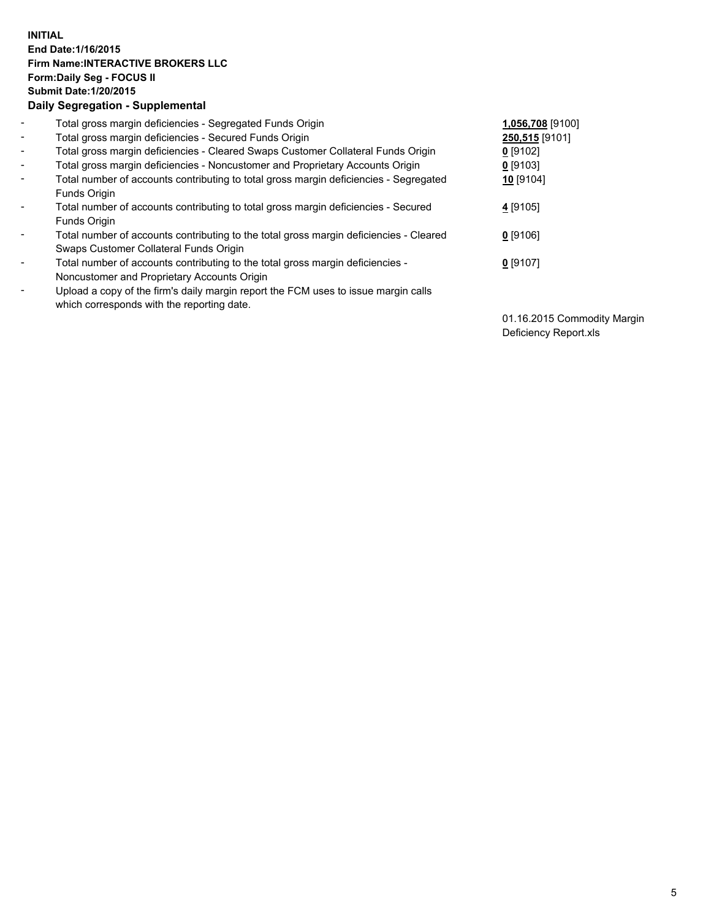**INITIAL**
**End Date:1/16/2015**
**Firm Name:INTERACTIVE BROKERS LLC**
**Form:Daily Seg - FOCUS II**
**Submit Date:1/20/2015**

**Daily Segregation - Supplemental**

| | | |
|---|---|---|
| - | Total gross margin deficiencies - Segregated Funds Origin | **1,056,708** [9100] |
| - | Total gross margin deficiencies - Secured Funds Origin | **250,515** [9101] |
| - | Total gross margin deficiencies - Cleared Swaps Customer Collateral Funds Origin | **0** [9102] |
| - | Total gross margin deficiencies - Noncustomer and Proprietary Accounts Origin | **0** [9103] |
| - | Total number of accounts contributing to total gross margin deficiencies - Segregated Funds Origin | **10** [9104] |
| - | Total number of accounts contributing to total gross margin deficiencies - Secured Funds Origin | **4** [9105] |
| - | Total number of accounts contributing to the total gross margin deficiencies - Cleared Swaps Customer Collateral Funds Origin | **0** [9106] |
| - | Total number of accounts contributing to the total gross margin deficiencies - Noncustomer and Proprietary Accounts Origin | **0** [9107] |
| - | Upload a copy of the firm's daily margin report the FCM uses to issue margin calls which corresponds with the reporting date. | 01.16.2015 Commodity Margin Deficiency Report.xls |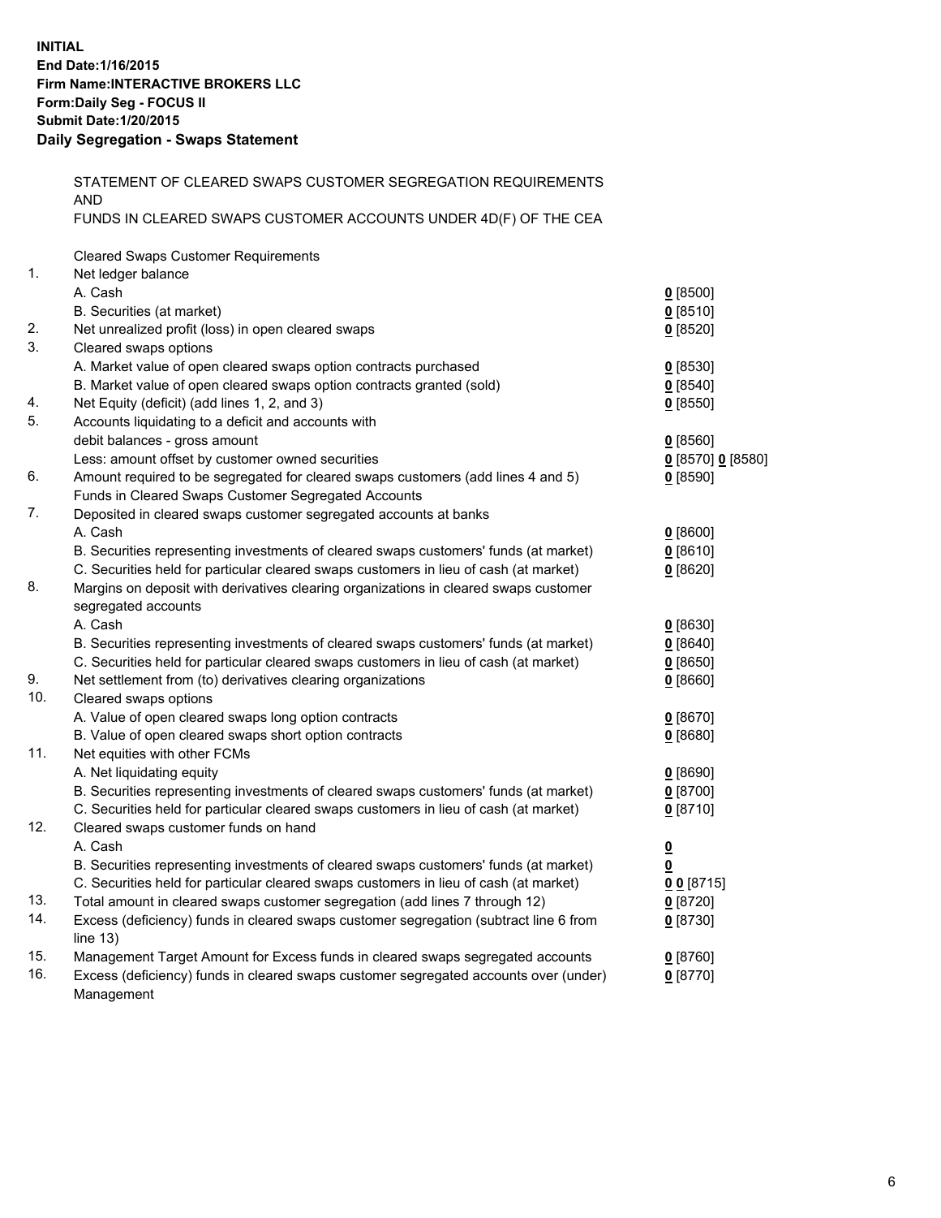**INITIAL**
**End Date:1/16/2015**
**Firm Name:INTERACTIVE BROKERS LLC**
**Form:Daily Seg - FOCUS II**
**Submit Date:1/20/2015**
**Daily Segregation - Swaps Statement**

STATEMENT OF CLEARED SWAPS CUSTOMER SEGREGATION REQUIREMENTS AND
FUNDS IN CLEARED SWAPS CUSTOMER ACCOUNTS UNDER 4D(F) OF THE CEA

| | | |
|---|---|---|
| | Cleared Swaps Customer Requirements | |
| 1. | Net ledger balance | |
| | A. Cash | 0 [8500] |
| | B. Securities (at market) | 0 [8510] |
| 2. | Net unrealized profit (loss) in open cleared swaps | 0 [8520] |
| 3. | Cleared swaps options | |
| | A. Market value of open cleared swaps option contracts purchased | 0 [8530] |
| | B. Market value of open cleared swaps option contracts granted (sold) | 0 [8540] |
| 4. | Net Equity (deficit) (add lines 1, 2, and 3) | 0 [8550] |
| 5. | Accounts liquidating to a deficit and accounts with | |
| | debit balances - gross amount | 0 [8560] |
| | Less: amount offset by customer owned securities | 0 [8570] 0 [8580] |
| 6. | Amount required to be segregated for cleared swaps customers (add lines 4 and 5) | 0 [8590] |
| | Funds in Cleared Swaps Customer Segregated Accounts | |
| 7. | Deposited in cleared swaps customer segregated accounts at banks | |
| | A. Cash | 0 [8600] |
| | B. Securities representing investments of cleared swaps customers' funds (at market) | 0 [8610] |
| | C. Securities held for particular cleared swaps customers in lieu of cash (at market) | 0 [8620] |
| 8. | Margins on deposit with derivatives clearing organizations in cleared swaps customer segregated accounts | |
| | A. Cash | 0 [8630] |
| | B. Securities representing investments of cleared swaps customers' funds (at market) | 0 [8640] |
| | C. Securities held for particular cleared swaps customers in lieu of cash (at market) | 0 [8650] |
| 9. | Net settlement from (to) derivatives clearing organizations | 0 [8660] |
| 10. | Cleared swaps options | |
| | A. Value of open cleared swaps long option contracts | 0 [8670] |
| | B. Value of open cleared swaps short option contracts | 0 [8680] |
| 11. | Net equities with other FCMs | |
| | A. Net liquidating equity | 0 [8690] |
| | B. Securities representing investments of cleared swaps customers' funds (at market) | 0 [8700] |
| | C. Securities held for particular cleared swaps customers in lieu of cash (at market) | 0 [8710] |
| 12. | Cleared swaps customer funds on hand | |
| | A. Cash | 0 |
| | B. Securities representing investments of cleared swaps customers' funds (at market) | 0 |
| | C. Securities held for particular cleared swaps customers in lieu of cash (at market) | 0 0 [8715] |
| 13. | Total amount in cleared swaps customer segregation (add lines 7 through 12) | 0 [8720] |
| 14. | Excess (deficiency) funds in cleared swaps customer segregation (subtract line 6 from line 13) | 0 [8730] |
| 15. | Management Target Amount for Excess funds in cleared swaps segregated accounts | 0 [8760] |
| 16. | Excess (deficiency) funds in cleared swaps customer segregated accounts over (under) Management | 0 [8770] |